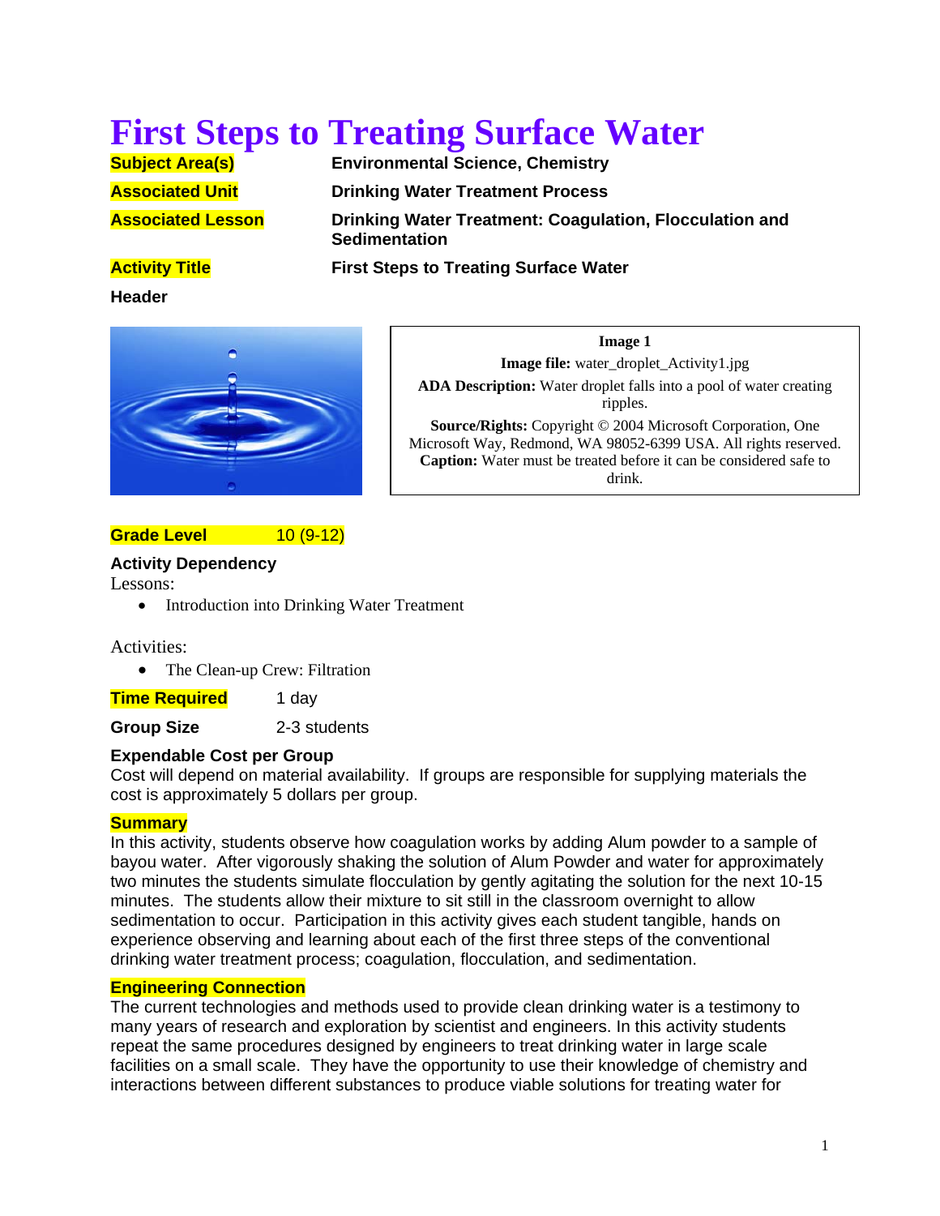# First Steps to Treating Surface Water

**Subject Area(s)** **Environmental Science, Chemistry**

**Associated Unit** **Drinking Water Treatment Process**

**Associated Lesson** **Drinking Water Treatment: Coagulation, Flocculation and Sedimentation**

**Activity Title** **First Steps to Treating Surface Water**

**Header**

**Image 1**

**Image file:** water_droplet_Activity1.jpg

**ADA Description:** Water droplet falls into a pool of water creating ripples.

**Source/Rights:** Copyright © 2004 Microsoft Corporation, One Microsoft Way, Redmond, WA 98052-6399 USA. All rights reserved.

**Caption:** Water must be treated before it can be considered safe to drink.

**Grade Level** 10 (9-12)

**Activity Dependency**

Lessons:

- Introduction into Drinking Water Treatment

Activities:

- The Clean-up Crew: Filtration

**Time Required** 1 day

**Group Size** 2-3 students

**Expendable Cost per Group**

Cost will depend on material availability. If groups are responsible for supplying materials the cost is approximately 5 dollars per group.

**Summary**

In this activity, students observe how coagulation works by adding Alum powder to a sample of bayou water. After vigorously shaking the solution of Alum Powder and water for approximately two minutes the students simulate flocculation by gently agitating the solution for the next 10-15 minutes. The students allow their mixture to sit still in the classroom overnight to allow sedimentation to occur. Participation in this activity gives each student tangible, hands on experience observing and learning about each of the first three steps of the conventional drinking water treatment process; coagulation, flocculation, and sedimentation.

**Engineering Connection**

The current technologies and methods used to provide clean drinking water is a testimony to many years of research and exploration by scientist and engineers. In this activity students repeat the same procedures designed by engineers to treat drinking water in large scale facilities on a small scale. They have the opportunity to use their knowledge of chemistry and interactions between different substances to produce viable solutions for treating water for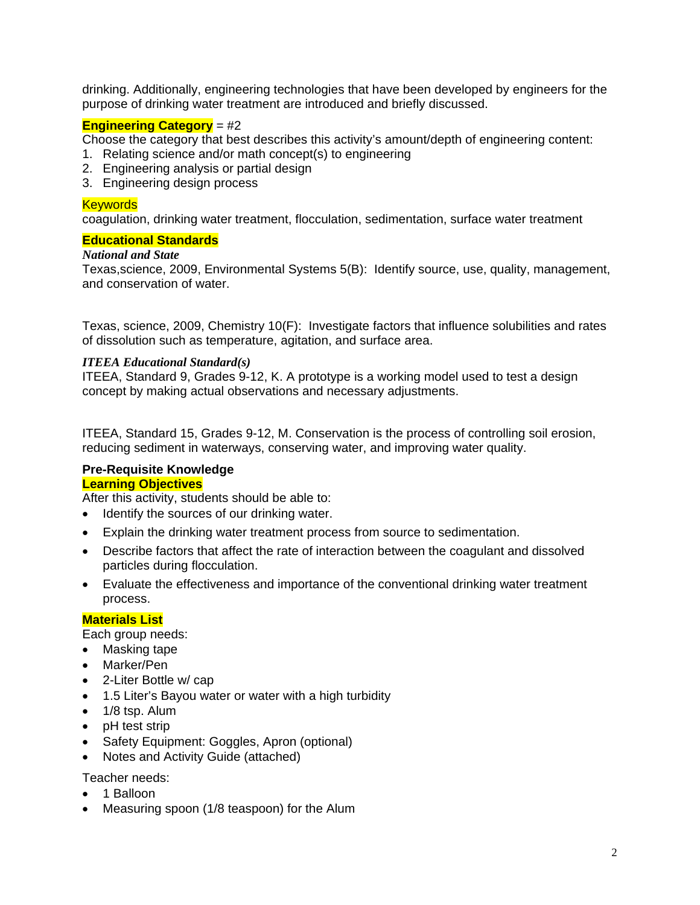drinking. Additionally, engineering technologies that have been developed by engineers for the purpose of drinking water treatment are introduced and briefly discussed.

**Engineering Category** = #2

Choose the category that best describes this activity's amount/depth of engineering content:

1. Relating science and/or math concept(s) to engineering
2. Engineering analysis or partial design
3. Engineering design process

**Keywords**

coagulation, drinking water treatment, flocculation, sedimentation, surface water treatment

**Educational Standards**

***National and State***

Texas,science, 2009, Environmental Systems 5(B): Identify source, use, quality, management, and conservation of water.

Texas, science, 2009, Chemistry 10(F): Investigate factors that influence solubilities and rates of dissolution such as temperature, agitation, and surface area.

***ITEEA Educational Standard(s)***

ITEEA, Standard 9, Grades 9-12, K. A prototype is a working model used to test a design concept by making actual observations and necessary adjustments.

ITEEA, Standard 15, Grades 9-12, M. Conservation is the process of controlling soil erosion, reducing sediment in waterways, conserving water, and improving water quality.

**Pre-Requisite Knowledge**

**Learning Objectives**

After this activity, students should be able to:

- Identify the sources of our drinking water.
- Explain the drinking water treatment process from source to sedimentation.
- Describe factors that affect the rate of interaction between the coagulant and dissolved particles during flocculation.
- Evaluate the effectiveness and importance of the conventional drinking water treatment process.

**Materials List**

Each group needs:

- Masking tape
- Marker/Pen
- 2-Liter Bottle w/ cap
- 1.5 Liter's Bayou water or water with a high turbidity
- 1/8 tsp. Alum
- pH test strip
- Safety Equipment: Goggles, Apron (optional)
- Notes and Activity Guide (attached)

Teacher needs:

- 1 Balloon
- Measuring spoon (1/8 teaspoon) for the Alum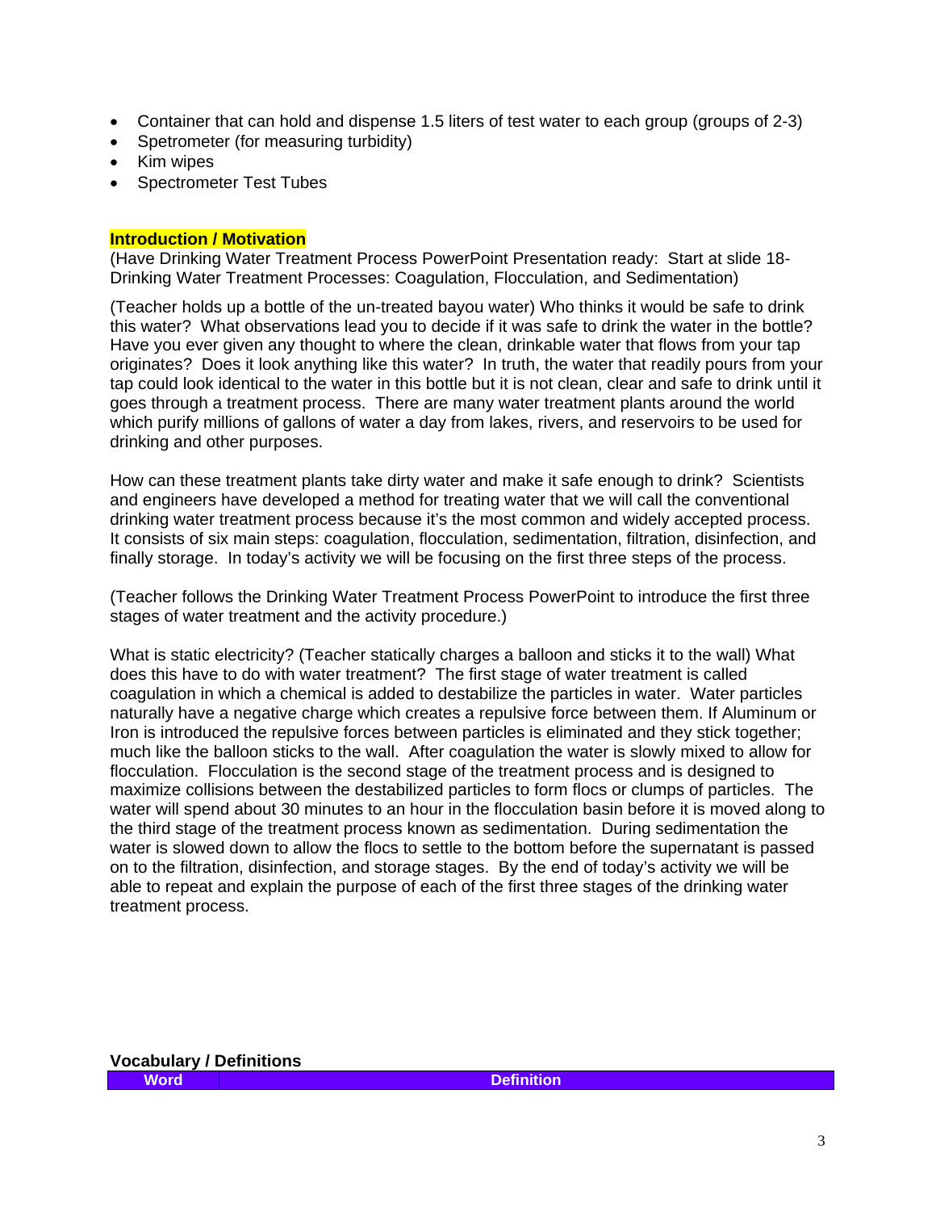- Container that can hold and dispense 1.5 liters of test water to each group (groups of 2-3)
- Spetrometer (for measuring turbidity)
- Kim wipes
- Spectrometer Test Tubes

**Introduction / Motivation**

(Have Drinking Water Treatment Process PowerPoint Presentation ready: Start at slide 18- Drinking Water Treatment Processes: Coagulation, Flocculation, and Sedimentation)

(Teacher holds up a bottle of the un-treated bayou water) Who thinks it would be safe to drink this water? What observations lead you to decide if it was safe to drink the water in the bottle? Have you ever given any thought to where the clean, drinkable water that flows from your tap originates? Does it look anything like this water? In truth, the water that readily pours from your tap could look identical to the water in this bottle but it is not clean, clear and safe to drink until it goes through a treatment process. There are many water treatment plants around the world which purify millions of gallons of water a day from lakes, rivers, and reservoirs to be used for drinking and other purposes.

How can these treatment plants take dirty water and make it safe enough to drink? Scientists and engineers have developed a method for treating water that we will call the conventional drinking water treatment process because it's the most common and widely accepted process. It consists of six main steps: coagulation, flocculation, sedimentation, filtration, disinfection, and finally storage. In today's activity we will be focusing on the first three steps of the process.

(Teacher follows the Drinking Water Treatment Process PowerPoint to introduce the first three stages of water treatment and the activity procedure.)

What is static electricity? (Teacher statically charges a balloon and sticks it to the wall) What does this have to do with water treatment? The first stage of water treatment is called coagulation in which a chemical is added to destabilize the particles in water. Water particles naturally have a negative charge which creates a repulsive force between them. If Aluminum or Iron is introduced the repulsive forces between particles is eliminated and they stick together; much like the balloon sticks to the wall. After coagulation the water is slowly mixed to allow for flocculation. Flocculation is the second stage of the treatment process and is designed to maximize collisions between the destabilized particles to form flocs or clumps of particles. The water will spend about 30 minutes to an hour in the flocculation basin before it is moved along to the third stage of the treatment process known as sedimentation. During sedimentation the water is slowed down to allow the flocs to settle to the bottom before the supernatant is passed on to the filtration, disinfection, and storage stages. By the end of today's activity we will be able to repeat and explain the purpose of each of the first three stages of the drinking water treatment process.

**Vocabulary / Definitions**

| Word | Definition |
| --- | --- |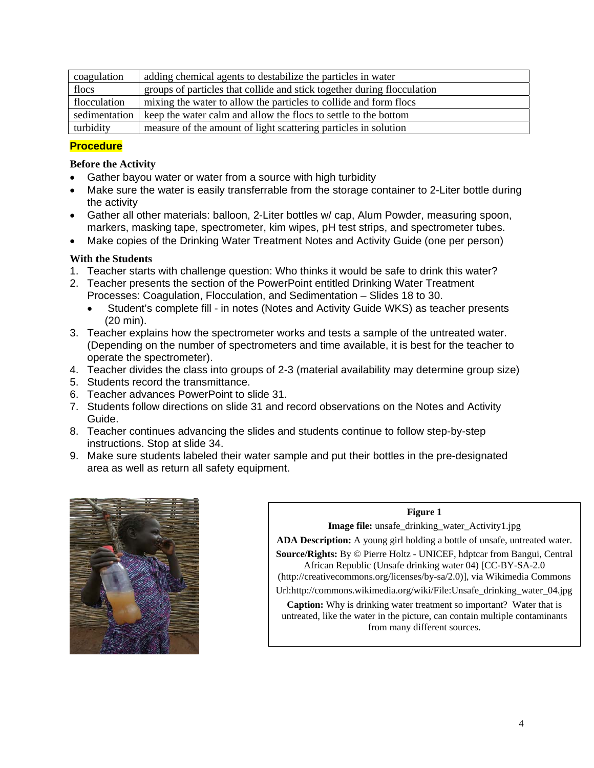| | |
|---|---|
| coagulation | adding chemical agents to destabilize the particles in water |
| flocs | groups of particles that collide and stick together during flocculation |
| flocculation | mixing the water to allow the particles to collide and form flocs |
| sedimentation | keep the water calm and allow the flocs to settle to the bottom |
| turbidity | measure of the amount of light scattering particles in solution |

## Procedure

**Before the Activity**

- Gather bayou water or water from a source with high turbidity
- Make sure the water is easily transferrable from the storage container to 2-Liter bottle during the activity
- Gather all other materials: balloon, 2-Liter bottles w/ cap, Alum Powder, measuring spoon, markers, masking tape, spectrometer, kim wipes, pH test strips, and spectrometer tubes.
- Make copies of the Drinking Water Treatment Notes and Activity Guide (one per person)

**With the Students**

1. Teacher starts with challenge question: Who thinks it would be safe to drink this water?
2. Teacher presents the section of the PowerPoint entitled Drinking Water Treatment Processes: Coagulation, Flocculation, and Sedimentation – Slides 18 to 30.
   - Student's complete fill - in notes (Notes and Activity Guide WKS) as teacher presents (20 min).
3. Teacher explains how the spectrometer works and tests a sample of the untreated water. (Depending on the number of spectrometers and time available, it is best for the teacher to operate the spectrometer).
4. Teacher divides the class into groups of 2-3 (material availability may determine group size)
5. Students record the transmittance.
6. Teacher advances PowerPoint to slide 31.
7. Students follow directions on slide 31 and record observations on the Notes and Activity Guide.
8. Teacher continues advancing the slides and students continue to follow step-by-step instructions. Stop at slide 34.
9. Make sure students labeled their water sample and put their bottles in the pre-designated area as well as return all safety equipment.

**Figure 1**

**Image file:** unsafe_drinking_water_Activity1.jpg

**ADA Description:** A young girl holding a bottle of unsafe, untreated water.

**Source/Rights:** By © Pierre Holtz - UNICEF, hdptcar from Bangui, Central African Republic (Unsafe drinking water 04) [CC-BY-SA-2.0 (http://creativecommons.org/licenses/by-sa/2.0)], via Wikimedia Commons

Url:http://commons.wikimedia.org/wiki/File:Unsafe_drinking_water_04.jpg

**Caption:** Why is drinking water treatment so important? Water that is untreated, like the water in the picture, can contain multiple contaminants from many different sources.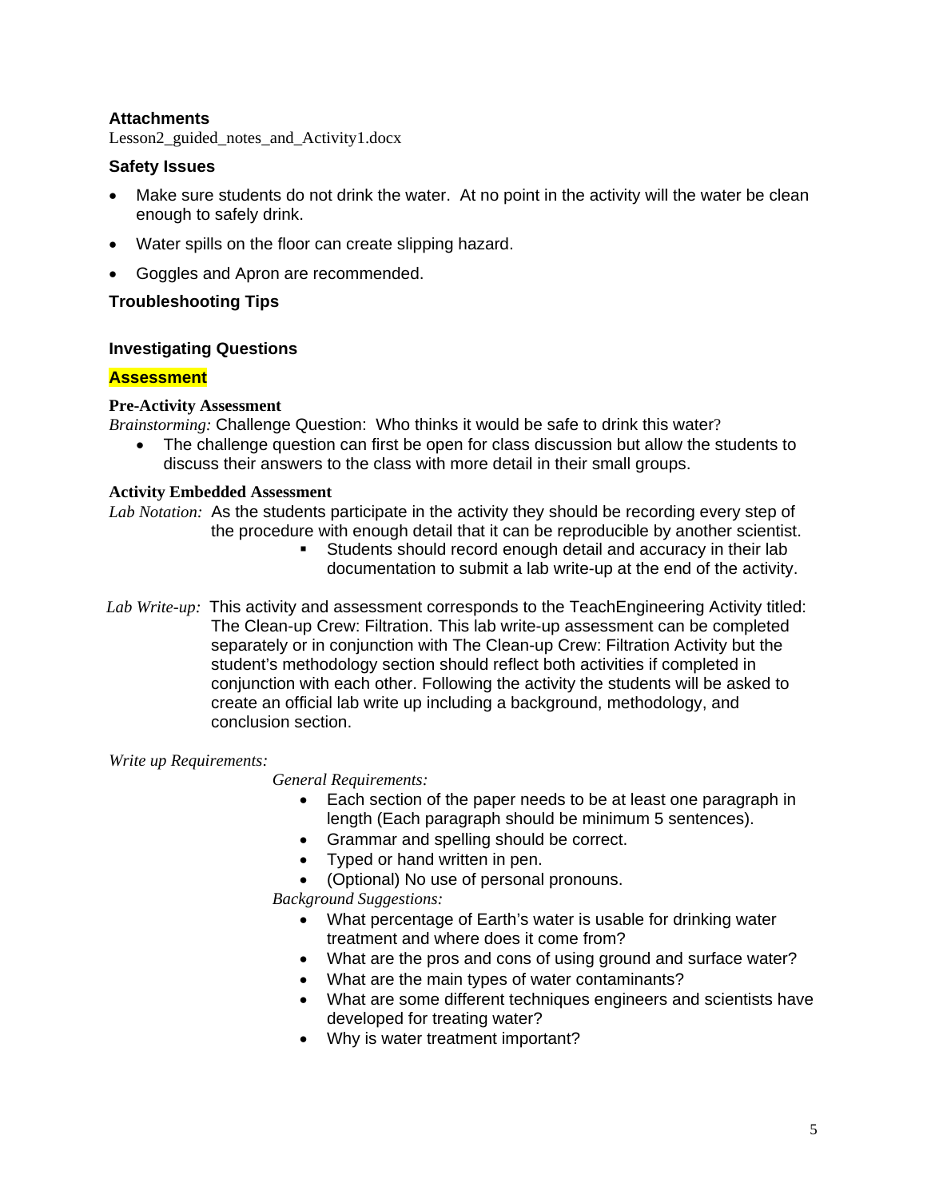### Attachments

Lesson2_guided_notes_and_Activity1.docx

### Safety Issues

- Make sure students do not drink the water. At no point in the activity will the water be clean enough to safely drink.
- Water spills on the floor can create slipping hazard.
- Goggles and Apron are recommended.

### Troubleshooting Tips

### Investigating Questions

### Assessment

**Pre-Activity Assessment**

*Brainstorming:* Challenge Question: Who thinks it would be safe to drink this water?

- The challenge question can first be open for class discussion but allow the students to discuss their answers to the class with more detail in their small groups.

**Activity Embedded Assessment**

*Lab Notation:* As the students participate in the activity they should be recording every step of the procedure with enough detail that it can be reproducible by another scientist.

- Students should record enough detail and accuracy in their lab documentation to submit a lab write-up at the end of the activity.

*Lab Write-up:* This activity and assessment corresponds to the TeachEngineering Activity titled: The Clean-up Crew: Filtration. This lab write-up assessment can be completed separately or in conjunction with The Clean-up Crew: Filtration Activity but the student's methodology section should reflect both activities if completed in conjunction with each other. Following the activity the students will be asked to create an official lab write up including a background, methodology, and conclusion section.

*Write up Requirements:*

*General Requirements:*

- Each section of the paper needs to be at least one paragraph in length (Each paragraph should be minimum 5 sentences).
- Grammar and spelling should be correct.
- Typed or hand written in pen.
- (Optional) No use of personal pronouns.

*Background Suggestions:*

- What percentage of Earth's water is usable for drinking water treatment and where does it come from?
- What are the pros and cons of using ground and surface water?
- What are the main types of water contaminants?
- What are some different techniques engineers and scientists have developed for treating water?
- Why is water treatment important?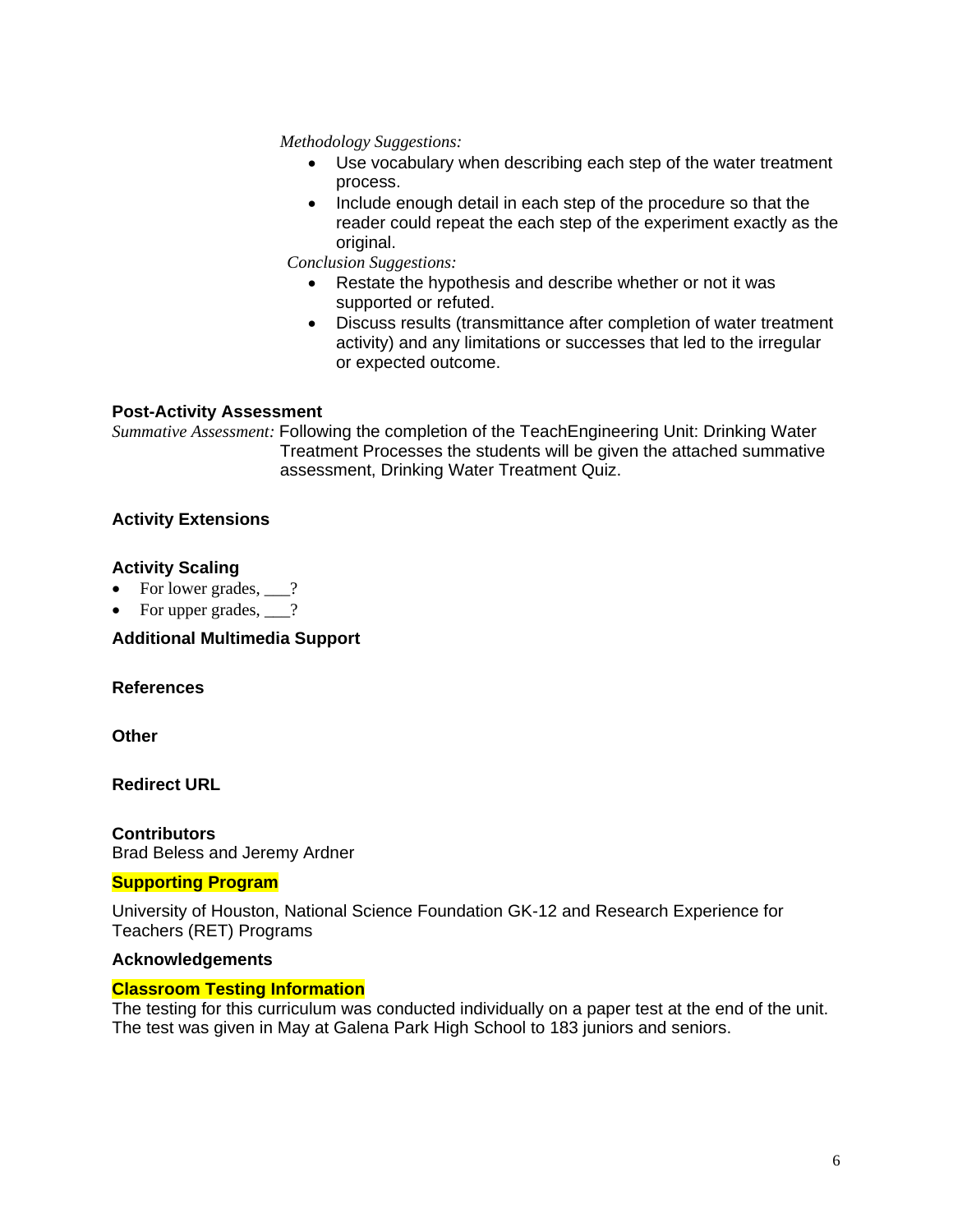*Methodology Suggestions:*

- Use vocabulary when describing each step of the water treatment process.
- Include enough detail in each step of the procedure so that the reader could repeat the each step of the experiment exactly as the original.

*Conclusion Suggestions:*

- Restate the hypothesis and describe whether or not it was supported or refuted.
- Discuss results (transmittance after completion of water treatment activity) and any limitations or successes that led to the irregular or expected outcome.

**Post-Activity Assessment**

*Summative Assessment:* Following the completion of the TeachEngineering Unit: Drinking Water Treatment Processes the students will be given the attached summative assessment, Drinking Water Treatment Quiz.

**Activity Extensions**

**Activity Scaling**

- For lower grades, ___?
- For upper grades, ___?

**Additional Multimedia Support**

**References**

**Other**

**Redirect URL**

**Contributors**

Brad Beless and Jeremy Ardner

**Supporting Program**

University of Houston, National Science Foundation GK-12 and Research Experience for Teachers (RET) Programs

**Acknowledgements**

**Classroom Testing Information**

The testing for this curriculum was conducted individually on a paper test at the end of the unit. The test was given in May at Galena Park High School to 183 juniors and seniors.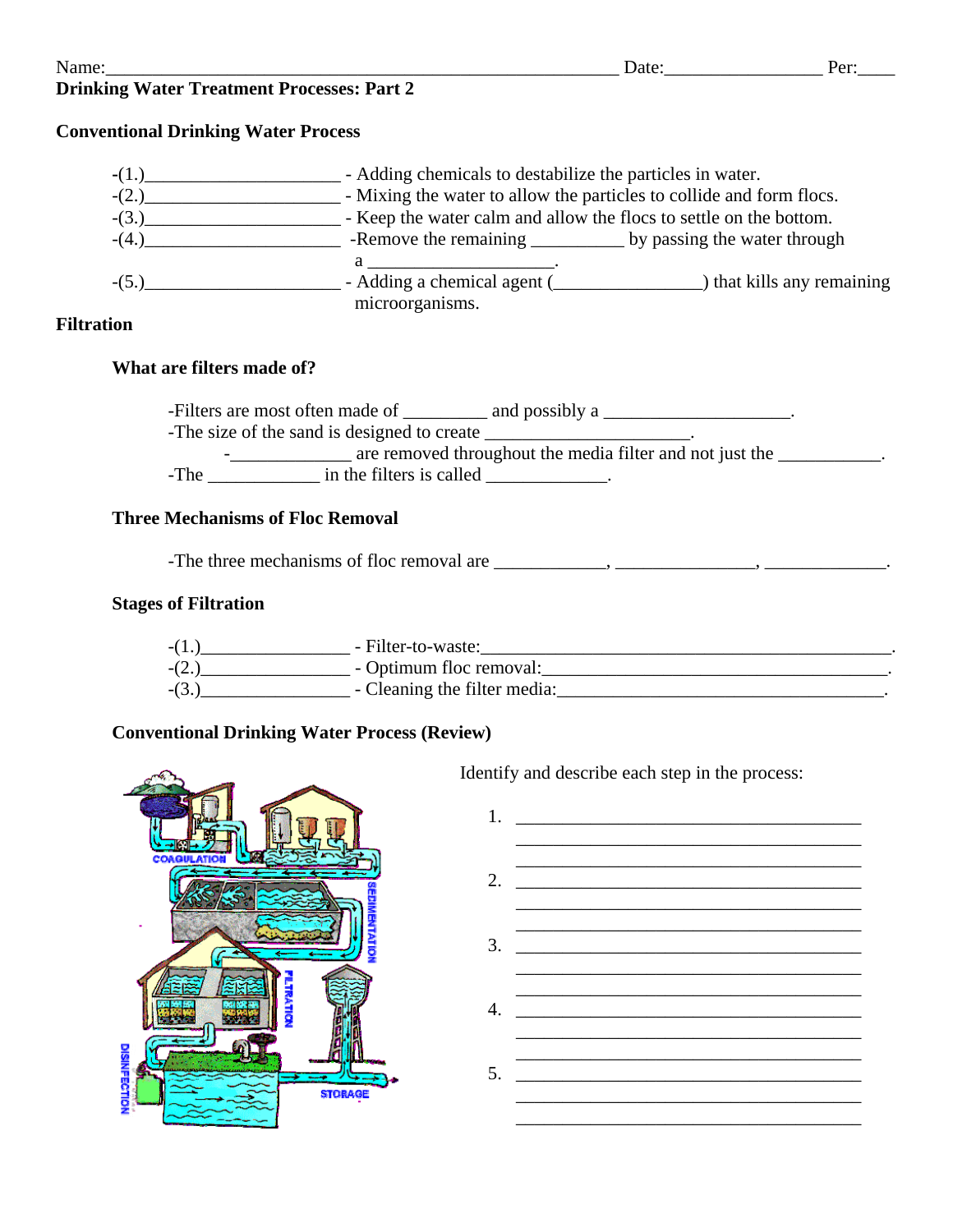Name:\_\_\_\_\_\_\_\_\_\_\_\_\_\_\_\_\_\_\_\_\_\_\_\_\_\_\_\_\_\_\_\_\_\_\_\_\_\_\_\_\_\_\_\_\_\_\_\_\_\_\_\_\_\_ Date:\_\_\_\_\_\_\_\_\_\_\_\_\_\_\_\_\_ Per:\_\_\_\_

**Drinking Water Treatment Processes: Part 2**

**Conventional Drinking Water Process**

-(1.)_____________________ - Adding chemicals to destabilize the particles in water.
-(2.)_____________________ - Mixing the water to allow the particles to collide and form flocs.
-(3.)_____________________ - Keep the water calm and allow the flocs to settle on the bottom.
-(4.)_____________________ -Remove the remaining __________ by passing the water through a ____________________.
-(5.)_____________________ - Adding a chemical agent (________________) that kills any remaining microorganisms.

**Filtration**

**What are filters made of?**

-Filters are most often made of _________ and possibly a ____________________.
-The size of the sand is designed to create ______________________.
-_____________ are removed throughout the media filter and not just the ___________.
-The ____________ in the filters is called _____________.

**Three Mechanisms of Floc Removal**

-The three mechanisms of floc removal are ____________, _______________, _____________.

**Stages of Filtration**

-(1.)________________ - Filter-to-waste:______________________________________________.
-(2.)________________ - Optimum floc removal:_________________________________________.
-(3.)________________ - Cleaning the filter media:_____________________________________.

**Conventional Drinking Water Process (Review)**

COAGULATION
SEDIMENTATION
FILTRATION
DISINFECTION
STORAGE

Identify and describe each step in the process:

1. ________________________________________
________________________________________
________________________________________

2. ________________________________________
________________________________________
________________________________________

3. ________________________________________
________________________________________
________________________________________

4. ________________________________________
________________________________________
________________________________________

5. ________________________________________
________________________________________
________________________________________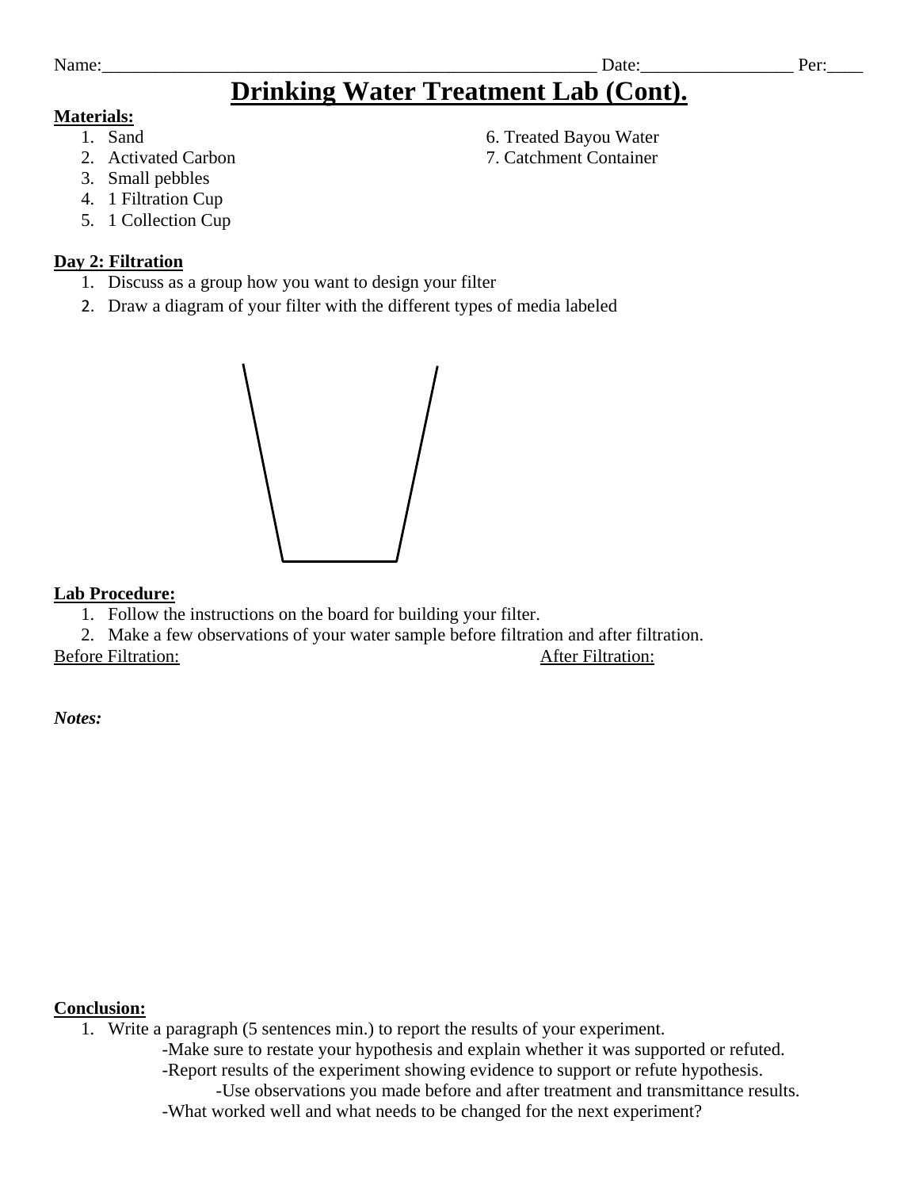Name:_______________________________________________________ Date:_________________ Per:____

# Drinking Water Treatment Lab (Cont).

**Materials:**

1. Sand
2. Activated Carbon
3. Small pebbles
4. 1 Filtration Cup
5. 1 Collection Cup
6. Treated Bayou Water
7. Catchment Container

**Day 2: Filtration**

1. Discuss as a group how you want to design your filter
2. Draw a diagram of your filter with the different types of media labeled

**Lab Procedure:**

1. Follow the instructions on the board for building your filter.
2. Make a few observations of your water sample before filtration and after filtration.

Before Filtration:

After Filtration:

***Notes:***

**Conclusion:**

1. Write a paragraph (5 sentences min.) to report the results of your experiment.
   - Make sure to restate your hypothesis and explain whether it was supported or refuted.
   - Report results of the experiment showing evidence to support or refute hypothesis.
     - Use observations you made before and after treatment and transmittance results.
   - What worked well and what needs to be changed for the next experiment?